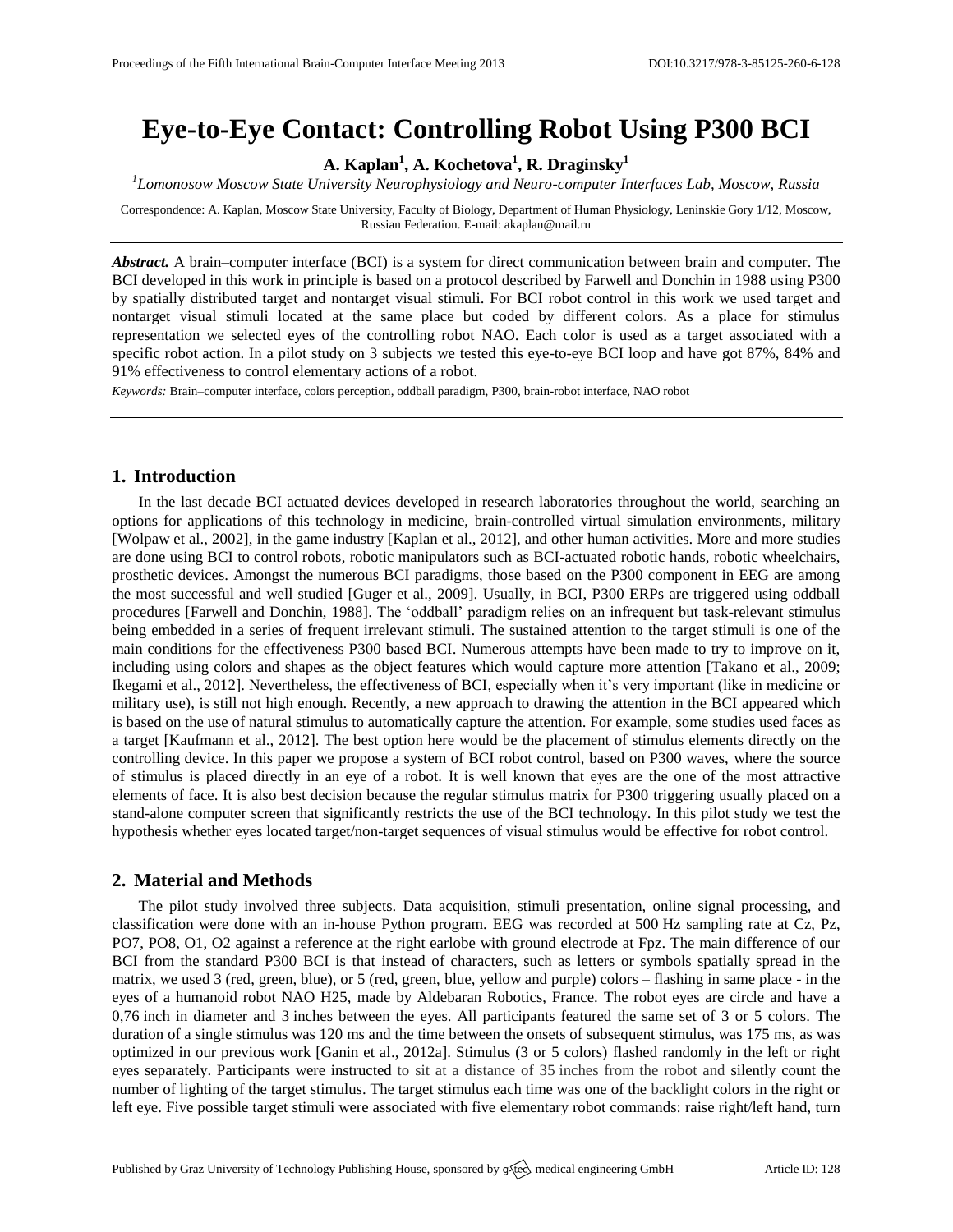# Eye-to-Eye Contact: Controlling Robot Using P300 BCI

**A. Kaplan[1], A. Kochetova[1], R. Draginsky[1]**

[1]*Lomonosow Moscow State University Neurophysiology and Neuro-computer Interfaces Lab, Moscow, Russia*

Correspondence: A. Kaplan, Moscow State University, Faculty of Biology, Department of Human Physiology, Leninskie Gory 1/12, Moscow, Russian Federation. E-mail: akaplan@mail.ru

***Abstract.*** A brain–computer interface (BCI) is a system for direct communication between brain and computer. The BCI developed in this work in principle is based on a protocol described by Farwell and Donchin in 1988 using P300 by spatially distributed target and nontarget visual stimuli. For BCI robot control in this work we used target and nontarget visual stimuli located at the same place but coded by different colors. As a place for stimulus representation we selected eyes of the controlling robot NAO. Each color is used as a target associated with a specific robot action. In a pilot study on 3 subjects we tested this eye-to-eye BCI loop and have got 87%, 84% and 91% effectiveness to control elementary actions of a robot.

*Keywords:* Brain–computer interface, colors perception, oddball paradigm, P300, brain-robot interface, NAO robot

## 1. Introduction

In the last decade BCI actuated devices developed in research laboratories throughout the world, searching an options for applications of this technology in medicine, brain-controlled virtual simulation environments, military [Wolpaw et al., 2002], in the game industry [Kaplan et al., 2012], and other human activities. More and more studies are done using BCI to control robots, robotic manipulators such as BCI-actuated robotic hands, robotic wheelchairs, prosthetic devices. Amongst the numerous BCI paradigms, those based on the P300 component in EEG are among the most successful and well studied [Guger et al., 2009]. Usually, in BCI, P300 ERPs are triggered using oddball procedures [Farwell and Donchin, 1988]. The 'oddball' paradigm relies on an infrequent but task-relevant stimulus being embedded in a series of frequent irrelevant stimuli. The sustained attention to the target stimuli is one of the main conditions for the effectiveness P300 based BCI. Numerous attempts have been made to try to improve on it, including using colors and shapes as the object features which would capture more attention [Takano et al., 2009; Ikegami et al., 2012]. Nevertheless, the effectiveness of BCI, especially when it's very important (like in medicine or military use), is still not high enough. Recently, a new approach to drawing the attention in the BCI appeared which is based on the use of natural stimulus to automatically capture the attention. For example, some studies used faces as a target [Kaufmann et al., 2012]. The best option here would be the placement of stimulus elements directly on the controlling device. In this paper we propose a system of BCI robot control, based on P300 waves, where the source of stimulus is placed directly in an eye of a robot. It is well known that eyes are the one of the most attractive elements of face. It is also best decision because the regular stimulus matrix for P300 triggering usually placed on a stand-alone computer screen that significantly restricts the use of the BCI technology. In this pilot study we test the hypothesis whether eyes located target/non-target sequences of visual stimulus would be effective for robot control.

## 2. Material and Methods

The pilot study involved three subjects. Data acquisition, stimuli presentation, online signal processing, and classification were done with an in-house Python program. EEG was recorded at 500 Hz sampling rate at Cz, Pz, PO7, PO8, O1, O2 against a reference at the right earlobe with ground electrode at Fpz. The main difference of our BCI from the standard P300 BCI is that instead of characters, such as letters or symbols spatially spread in the matrix, we used 3 (red, green, blue), or 5 (red, green, blue, yellow and purple) colors – flashing in same place - in the eyes of a humanoid robot NAO H25, made by Aldebaran Robotics, France. The robot eyes are circle and have a 0,76 inch in diameter and 3 inches between the eyes. All participants featured the same set of 3 or 5 colors. The duration of a single stimulus was 120 ms and the time between the onsets of subsequent stimulus, was 175 ms, as was optimized in our previous work [Ganin et al., 2012a]. Stimulus (3 or 5 colors) flashed randomly in the left or right eyes separately. Participants were instructed to sit at a distance of 35 inches from the robot and silently count the number of lighting of the target stimulus. The target stimulus each time was one of the backlight colors in the right or left eye. Five possible target stimuli were associated with five elementary robot commands: raise right/left hand, turn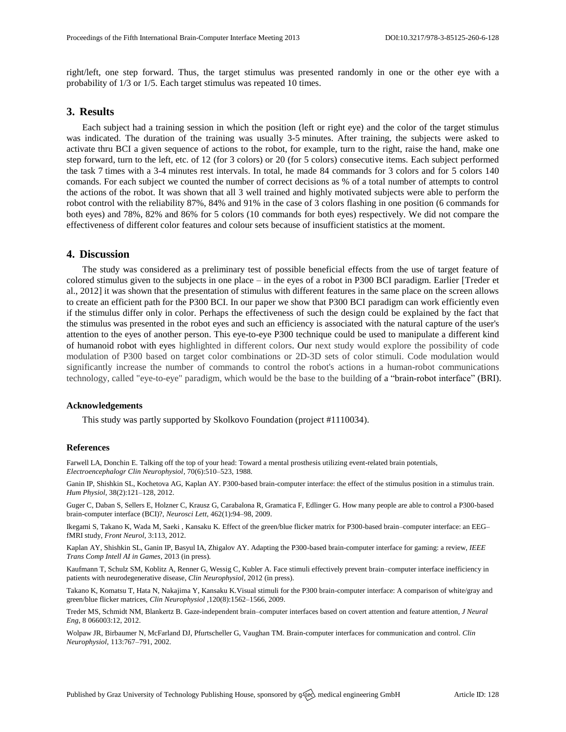right/left, one step forward. Thus, the target stimulus was presented randomly in one or the other eye with a probability of 1/3 or 1/5. Each target stimulus was repeated 10 times.

## 3. Results

Each subject had a training session in which the position (left or right eye) and the color of the target stimulus was indicated. The duration of the training was usually 3-5 minutes. After training, the subjects were asked to activate thru BCI a given sequence of actions to the robot, for example, turn to the right, raise the hand, make one step forward, turn to the left, etc. of 12 (for 3 colors) or 20 (for 5 colors) consecutive items. Each subject performed the task 7 times with a 3-4 minutes rest intervals. In total, he made 84 commands for 3 colors and for 5 colors 140 comands. For each subject we counted the number of correct decisions as % of a total number of attempts to control the actions of the robot. It was shown that all 3 well trained and highly motivated subjects were able to perform the robot control with the reliability 87%, 84% and 91% in the case of 3 colors flashing in one position (6 commands for both eyes) and 78%, 82% and 86% for 5 colors (10 commands for both eyes) respectively. We did not compare the effectiveness of different color features and colour sets because of insufficient statistics at the moment.

## 4. Discussion

The study was considered as a preliminary test of possible beneficial effects from the use of target feature of colored stimulus given to the subjects in one place – in the eyes of a robot in P300 BCI paradigm. Earlier [Treder et al., 2012] it was shown that the presentation of stimulus with different features in the same place on the screen allows to create an efficient path for the P300 BCI. In our paper we show that P300 BCI paradigm can work efficiently even if the stimulus differ only in color. Perhaps the effectiveness of such the design could be explained by the fact that the stimulus was presented in the robot eyes and such an efficiency is associated with the natural capture of the user's attention to the eyes of another person. This eye-to-eye P300 technique could be used to manipulate a different kind of humanoid robot with eyes highlighted in different colors. Our next study would explore the possibility of code modulation of P300 based on target color combinations or 2D-3D sets of color stimuli. Code modulation would significantly increase the number of commands to control the robot's actions in a human-robot communications technology, called "eye-to-eye" paradigm, which would be the base to the building of a "brain-robot interface" (BRI).

### Acknowledgements

This study was partly supported by Skolkovo Foundation (project #1110034).

### References

Farwell LA, Donchin E. Talking off the top of your head: Toward a mental prosthesis utilizing event-related brain potentials, *Electroencephalogr Clin Neurophysiol*, 70(6):510–523, 1988.

Ganin IP, Shishkin SL, Kochetova AG, Kaplan AY. P300-based brain-computer interface: the effect of the stimulus position in a stimulus train. *Hum Physiol*, 38(2):121–128, 2012.

Guger C, Daban S, Sellers E, Holzner C, Krausz G, Carabalona R, Gramatica F, Edlinger G. How many people are able to control a P300-based brain-computer interface (BCI)?, *Neurosci Lett*, 462(1):94–98, 2009.

Ikegami S, Takano K, Wada M, Saeki , Kansaku K. Effect of the green/blue flicker matrix for P300-based brain–computer interface: an EEG–fMRI study, *Front Neurol*, 3:113, 2012.

Kaplan AY, Shishkin SL, Ganin IP, Basyul IA, Zhigalov AY. Adapting the P300-based brain-computer interface for gaming: a review, *IEEE Trans Comp Intell AI in Games*, 2013 (in press).

Kaufmann T, Schulz SM, Koblitz A, Renner G, Wessig C, Kubler A. Face stimuli effectively prevent brain–computer interface inefficiency in patients with neurodegenerative disease, *Clin Neurophysiol*, 2012 (in press).

Takano K, Komatsu T, Hata N, Nakajima Y, Kansaku K.Visual stimuli for the P300 brain-computer interface: A comparison of white/gray and green/blue flicker matrices, *Clin Neurophysiol* ,120(8):1562–1566, 2009.

Treder MS, Schmidt NM, Blankertz B. Gaze-independent brain–computer interfaces based on covert attention and feature attention, *J Neural Eng*, 8 066003:12, 2012.

Wolpaw JR, Birbaumer N, McFarland DJ, Pfurtscheller G, Vaughan TM. Brain-computer interfaces for communication and control. *Clin Neurophysiol*, 113:767–791, 2002.